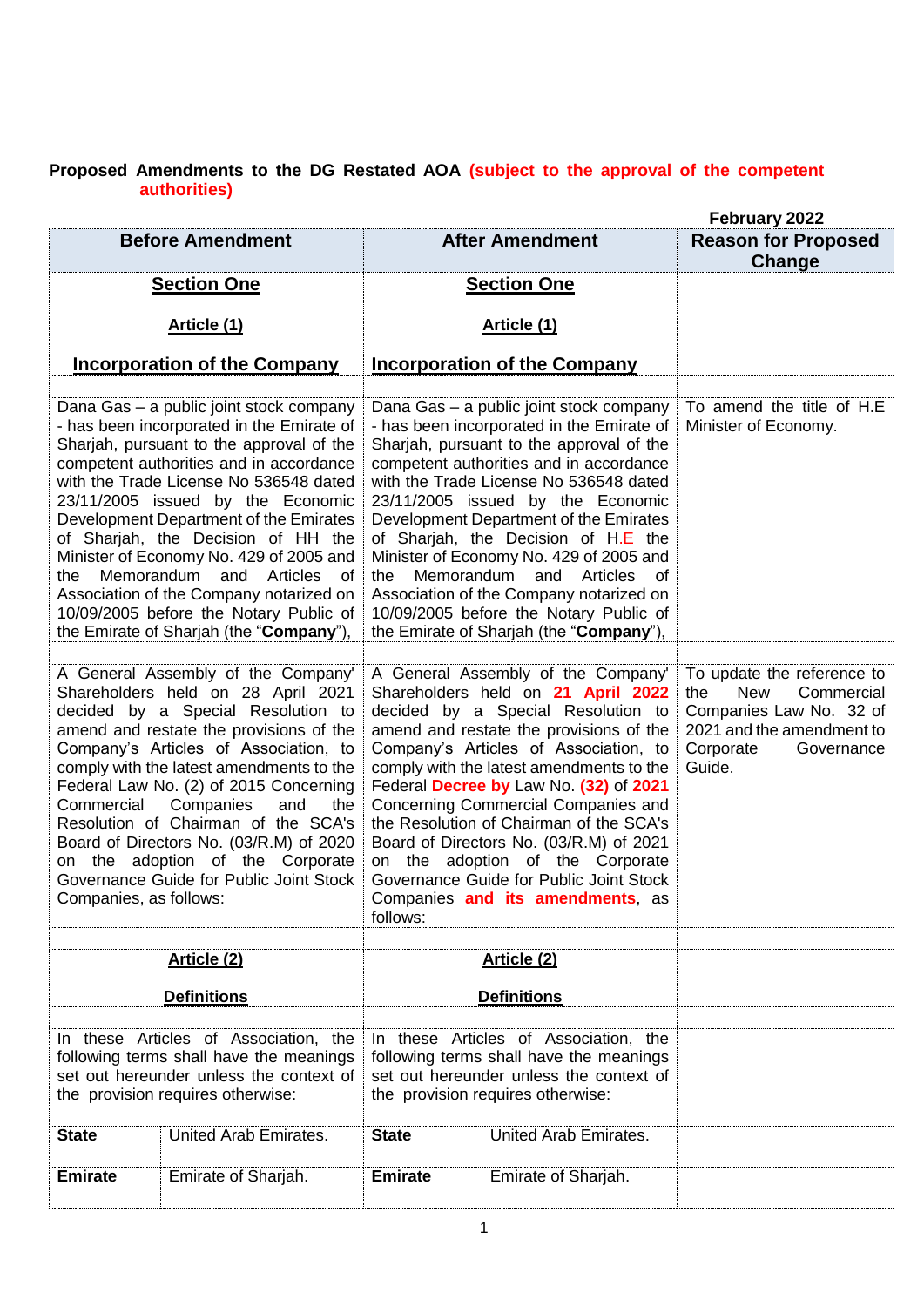**Proposed Amendments to the DG Restated AOA (subject to the approval of the competent authorities)**

February 2022

| Before Amendment | After Amendment | Reason for Proposed Change |
|---|---|---|
| **Section One** <br> **Article (1)** <br> **Incorporation of the Company** | **Section One** <br> **Article (1)** <br> **Incorporation of the Company** | |
| Dana Gas – a public joint stock company - has been incorporated in the Emirate of Sharjah, pursuant to the approval of the competent authorities and in accordance with the Trade License No 536548 dated 23/11/2005 issued by the Economic Development Department of the Emirates of Sharjah, the Decision of HH the Minister of Economy No. 429 of 2005 and the Memorandum and Articles of Association of the Company notarized on 10/09/2005 before the Notary Public of the Emirate of Sharjah (the "**Company**"), | Dana Gas – a public joint stock company - has been incorporated in the Emirate of Sharjah, pursuant to the approval of the competent authorities and in accordance with the Trade License No 536548 dated 23/11/2005 issued by the Economic Development Department of the Emirates of Sharjah, the Decision of H.E the Minister of Economy No. 429 of 2005 and the Memorandum and Articles of Association of the Company notarized on 10/09/2005 before the Notary Public of the Emirate of Sharjah (the "**Company**"), | To amend the title of H.E Minister of Economy. |
| A General Assembly of the Company' Shareholders held on 28 April 2021 decided by a Special Resolution to amend and restate the provisions of the Company's Articles of Association, to comply with the latest amendments to the Federal Law No. (2) of 2015 Concerning Commercial Companies and the Resolution of Chairman of the SCA's Board of Directors No. (03/R.M) of 2020 on the adoption of the Corporate Governance Guide for Public Joint Stock Companies, as follows: | A General Assembly of the Company' Shareholders held on **21 April 2022** decided by a Special Resolution to amend and restate the provisions of the Company's Articles of Association, to comply with the latest amendments to the Federal **Decree by** Law No. **(32)** of **2021** Concerning Commercial Companies and the Resolution of Chairman of the SCA's Board of Directors No. (03/R.M) of 2021 on the adoption of the Corporate Governance Guide for Public Joint Stock Companies **and its amendments**, as follows: | To update the reference to the New Commercial Companies Law No. 32 of 2021 and the amendment to Corporate Governance Guide. |
| **Article (2)** <br> **Definitions** | **Article (2)** <br> **Definitions** | |
| In these Articles of Association, the following terms shall have the meanings set out hereunder unless the context of the provision requires otherwise: | In these Articles of Association, the following terms shall have the meanings set out hereunder unless the context of the provision requires otherwise: | |
| **State** — United Arab Emirates. | **State** — United Arab Emirates. | |
| **Emirate** — Emirate of Sharjah. | **Emirate** — Emirate of Sharjah. | |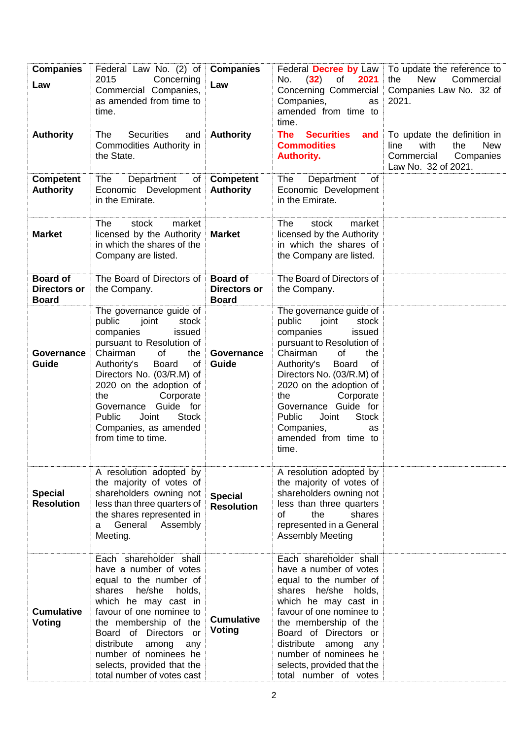| | | | | |
|---|---|---|---|---|
| **Companies Law** | Federal Law No. (2) of 2015 Concerning Commercial Companies, as amended from time to time. | **Companies Law** | Federal **Decree by** Law No. (**32**) of **2021** Concerning Commercial Companies, as amended from time to time. | To update the reference to the New Commercial Companies Law No. 32 of 2021. |
| **Authority** | The Securities and Commodities Authority in the State. | **Authority** | **The Securities and Commodities Authority.** | To update the definition in line with the New Commercial Companies Law No. 32 of 2021. |
| **Competent Authority** | The Department of Economic Development in the Emirate. | **Competent Authority** | The Department of Economic Development in the Emirate. | |
| **Market** | The stock market licensed by the Authority in which the shares of the Company are listed. | **Market** | The stock market licensed by the Authority in which the shares of the Company are listed. | |
| **Board of Directors or Board** | The Board of Directors of the Company. | **Board of Directors or Board** | The Board of Directors of the Company. | |
| **Governance Guide** | The governance guide of public joint stock companies issued pursuant to Resolution of Chairman of the Authority's Board of Directors No. (03/R.M) of 2020 on the adoption of the Corporate Governance Guide for Public Joint Stock Companies, as amended from time to time. | **Governance Guide** | The governance guide of public joint stock companies issued pursuant to Resolution of Chairman of the Authority's Board of Directors No. (03/R.M) of 2020 on the adoption of the Corporate Governance Guide for Public Joint Stock Companies, as amended from time to time. | |
| **Special Resolution** | A resolution adopted by the majority of votes of shareholders owning not less than three quarters of the shares represented in a General Assembly Meeting. | **Special Resolution** | A resolution adopted by the majority of votes of shareholders owning not less than three quarters of the shares represented in a General Assembly Meeting | |
| **Cumulative Voting** | Each shareholder shall have a number of votes equal to the number of shares he/she holds, which he may cast in favour of one nominee to the membership of the Board of Directors or distribute among any number of nominees he selects, provided that the total number of votes cast | **Cumulative Voting** | Each shareholder shall have a number of votes equal to the number of shares he/she holds, which he may cast in favour of one nominee to the membership of the Board of Directors or distribute among any number of nominees he selects, provided that the total number of votes | |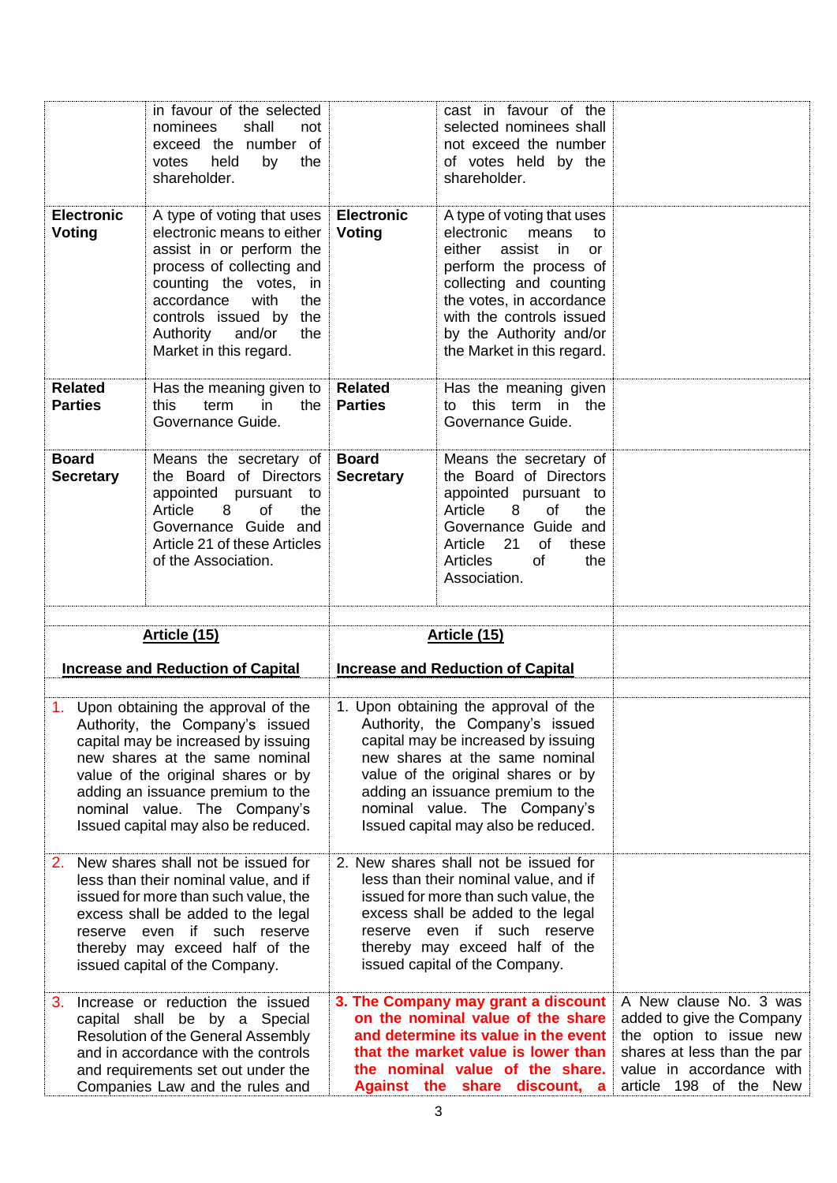| | | | | |
|---|---|---|---|---|
| | in favour of the selected nominees shall not exceed the number of votes held by the shareholder. | | cast in favour of the selected nominees shall not exceed the number of votes held by the shareholder. | |
| **Electronic Voting** | A type of voting that uses electronic means to either assist in or perform the process of collecting and counting the votes, in accordance with the controls issued by the Authority and/or Market in this regard. | **Electronic Voting** | A type of voting that uses electronic means to either assist in or perform the process of collecting and counting the votes, in accordance with the controls issued by the Authority and/or the Market in this regard. | |
| **Related Parties** | Has the meaning given to this term in the Governance Guide. | **Related Parties** | Has the meaning given to this term in the Governance Guide. | |
| **Board Secretary** | Means the secretary of the Board of Directors appointed pursuant to Article 8 of the Governance Guide and Article 21 of these Articles of the Association. | **Board Secretary** | Means the secretary of the Board of Directors appointed pursuant to Article 8 of the Governance Guide and Article 21 of these Articles of the Association. | |
| | | | | |
| **Article (15)**<br><br>**Increase and Reduction of Capital** | | **Article (15)**<br><br>**Increase and Reduction of Capital** | | |
| 1. Upon obtaining the approval of the Authority, the Company's issued capital may be increased by issuing new shares at the same nominal value of the original shares or by adding an issuance premium to the nominal value. The Company's Issued capital may also be reduced. | | 1. Upon obtaining the approval of the Authority, the Company's issued capital may be increased by issuing new shares at the same nominal value of the original shares or by adding an issuance premium to the nominal value. The Company's Issued capital may also be reduced. | | |
| 2. New shares shall not be issued for less than their nominal value, and if issued for more than such value, the excess shall be added to the legal reserve even if such reserve thereby may exceed half of the issued capital of the Company. | | 2. New shares shall not be issued for less than their nominal value, and if issued for more than such value, the excess shall be added to the legal reserve even if such reserve thereby may exceed half of the issued capital of the Company. | | |
| 3. Increase or reduction the issued capital shall be by a Special Resolution of the General Assembly and in accordance with the controls and requirements set out under the Companies Law and the rules and | | **3. The Company may grant a discount on the nominal value of the share and determine its value in the event that the market value is lower than the nominal value of the share. Against the share discount, a** | | A New clause No. 3 was added to give the Company the option to issue new shares at less than the par value in accordance with article 198 of the New |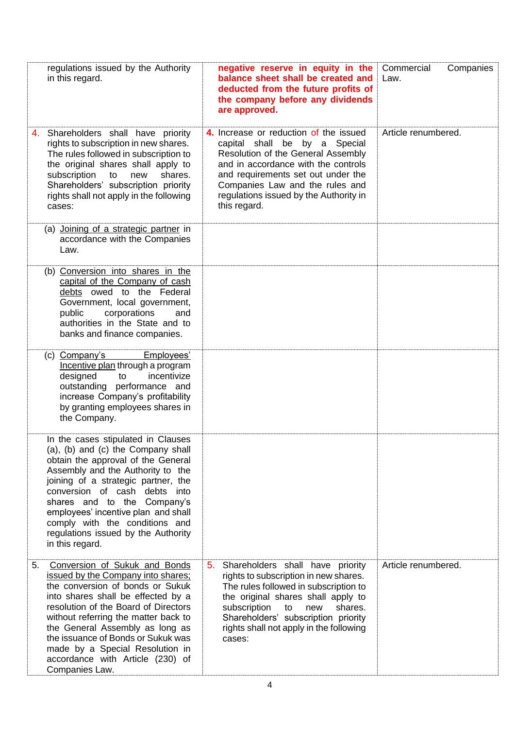| | | |
|---|---|---|
| regulations issued by the Authority in this regard. | **negative reserve in equity in the balance sheet shall be created and deducted from the future profits of the company before any dividends are approved.** | Commercial Companies Law. |
| 4. Shareholders shall have priority rights to subscription in new shares. The rules followed in subscription to the original shares shall apply to subscription to new shares. Shareholders' subscription priority rights shall not apply in the following cases: | **4.** Increase or reduction of the issued capital shall be by a Special Resolution of the General Assembly and in accordance with the controls and requirements set out under the Companies Law and the rules and regulations issued by the Authority in this regard. | Article renumbered. |
| (a) Joining of a strategic partner in accordance with the Companies Law. | | |
| (b) Conversion into shares in the capital of the Company of cash debts owed to the Federal Government, local government, public corporations and authorities in the State and to banks and finance companies. | | |
| (c) Company's Employees' Incentive plan through a program designed to incentivize outstanding performance and increase Company's profitability by granting employees shares in the Company. | | |
| In the cases stipulated in Clauses (a), (b) and (c) the Company shall obtain the approval of the General Assembly and the Authority to the joining of a strategic partner, the conversion of cash debts into shares and to the Company's employees' incentive plan and shall comply with the conditions and regulations issued by the Authority in this regard. | | |
| 5. Conversion of Sukuk and Bonds issued by the Company into shares; the conversion of bonds or Sukuk into shares shall be effected by a resolution of the Board of Directors without referring the matter back to the General Assembly as long as the issuance of Bonds or Sukuk was made by a Special Resolution in accordance with Article (230) of Companies Law. | 5. Shareholders shall have priority rights to subscription in new shares. The rules followed in subscription to the original shares shall apply to subscription to new shares. Shareholders' subscription priority rights shall not apply in the following cases: | Article renumbered. |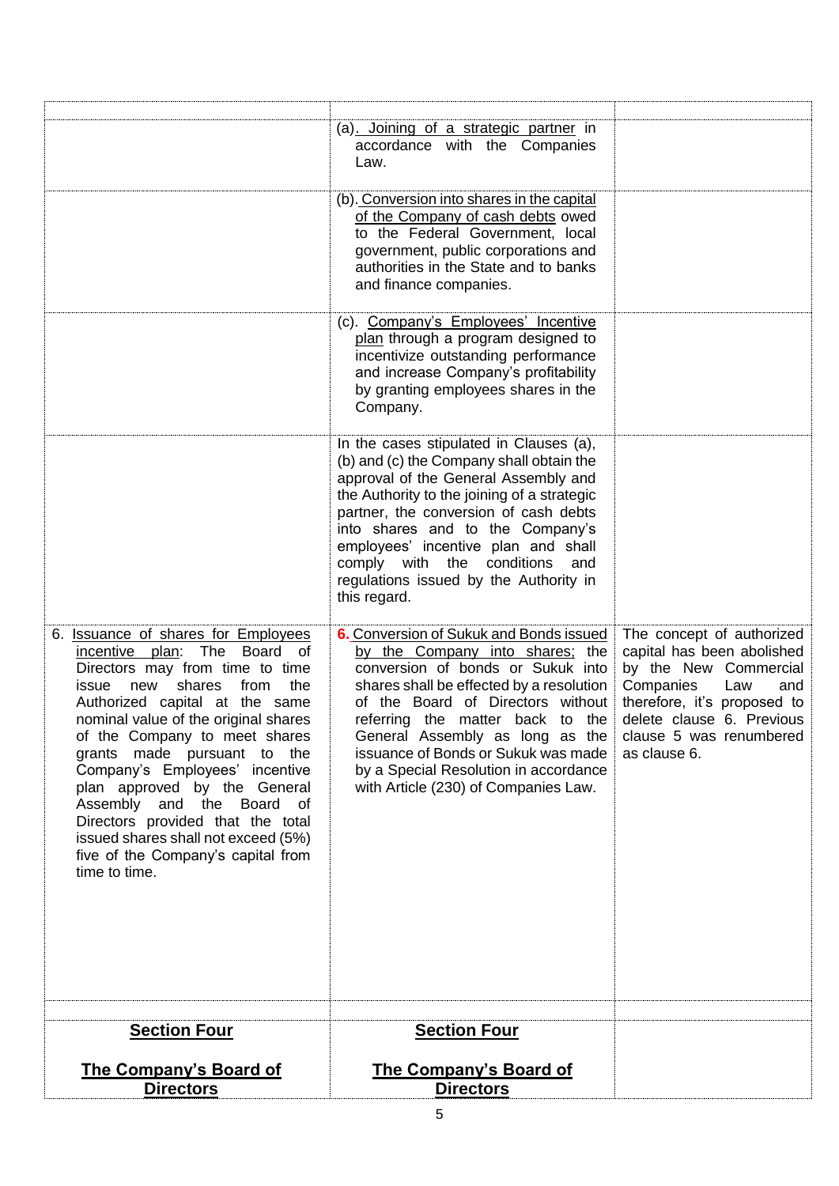| | | |
|---|---|---|
| | (a). Joining of a strategic partner in accordance with the Companies Law. | |
| | (b). Conversion into shares in the capital of the Company of cash debts owed to the Federal Government, local government, public corporations and authorities in the State and to banks and finance companies. | |
| | (c). Company's Employees' Incentive plan through a program designed to incentivize outstanding performance and increase Company's profitability by granting employees shares in the Company. | |
| | In the cases stipulated in Clauses (a), (b) and (c) the Company shall obtain the approval of the General Assembly and the Authority to the joining of a strategic partner, the conversion of cash debts into shares and to the Company's employees' incentive plan and shall comply with the conditions and regulations issued by the Authority in this regard. | |
| 6. Issuance of shares for Employees incentive plan: The Board of Directors may from time to time issue new shares from the Authorized capital at the same nominal value of the original shares of the Company to meet shares grants made pursuant to the Company's Employees' incentive plan approved by the General Assembly and the Board of Directors provided that the total issued shares shall not exceed (5%) five of the Company's capital from time to time. | **6.** Conversion of Sukuk and Bonds issued by the Company into shares; the conversion of bonds or Sukuk into shares shall be effected by a resolution of the Board of Directors without referring the matter back to the General Assembly as long as the issuance of Bonds or Sukuk was made by a Special Resolution in accordance with Article (230) of Companies Law. | The concept of authorized capital has been abolished by the New Commercial Companies Law and therefore, it's proposed to delete clause 6. Previous clause 5 was renumbered as clause 6. |
| | | |
| **Section Four**<br><br>**The Company's Board of Directors** | **Section Four**<br><br>**The Company's Board of Directors** | |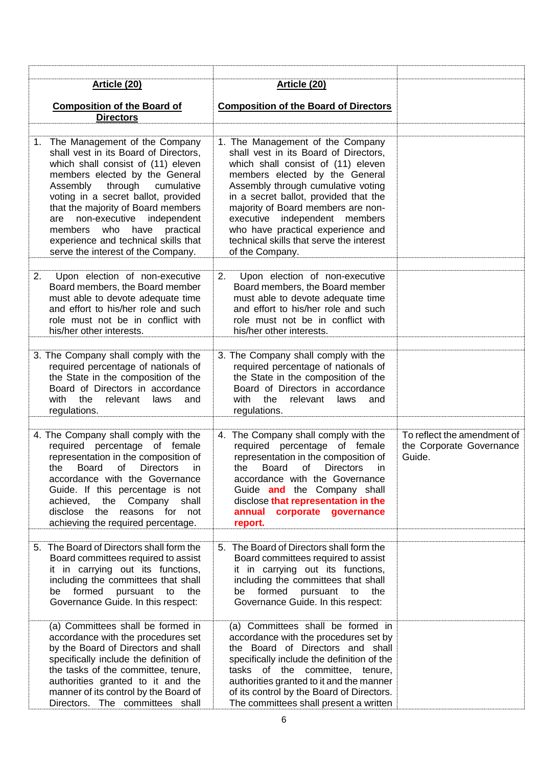| **Article (20)** <br><br> **Composition of the Board of Directors** | **Article (20)** <br><br> **Composition of the Board of Directors** | |
|---|---|---|
| 1. The Management of the Company shall vest in its Board of Directors, which shall consist of (11) eleven members elected by the General Assembly through cumulative voting in a secret ballot, provided that the majority of Board members are non-executive independent members who have practical experience and technical skills that serve the interest of the Company. | 1. The Management of the Company shall vest in its Board of Directors, which shall consist of (11) eleven members elected by the General Assembly through cumulative voting in a secret ballot, provided that the majority of Board members are non-executive independent members who have practical experience and technical skills that serve the interest of the Company. | |
| 2. Upon election of non-executive Board members, the Board member must able to devote adequate time and effort to his/her role and such role must not be in conflict with his/her other interests. | 2. Upon election of non-executive Board members, the Board member must able to devote adequate time and effort to his/her role and such role must not be in conflict with his/her other interests. | |
| 3. The Company shall comply with the required percentage of nationals of the State in the composition of the Board of Directors in accordance with the relevant laws and regulations. | 3. The Company shall comply with the required percentage of nationals of the State in the composition of the Board of Directors in accordance with the relevant laws and regulations. | |
| 4. The Company shall comply with the required percentage of female representation in the composition of the Board of Directors in accordance with the Governance Guide. If this percentage is not achieved, the Company shall disclose the reasons for not achieving the required percentage. | 4. The Company shall comply with the required percentage of female representation in the composition of the Board of Directors in accordance with the Governance Guide **and** the Company shall disclose **that representation in the annual corporate governance report.** | To reflect the amendment of the Corporate Governance Guide. |
| 5. The Board of Directors shall form the Board committees required to assist it in carrying out its functions, including the committees that shall be formed pursuant to the Governance Guide. In this respect: | 5. The Board of Directors shall form the Board committees required to assist it in carrying out its functions, including the committees that shall be formed pursuant to the Governance Guide. In this respect: | |
| (a) Committees shall be formed in accordance with the procedures set by the Board of Directors and shall specifically include the definition of the tasks of the committee, tenure, authorities granted to it and the manner of its control by the Board of Directors. The committees shall | (a) Committees shall be formed in accordance with the procedures set by the Board of Directors and shall specifically include the definition of the tasks of the committee, tenure, authorities granted to it and the manner of its control by the Board of Directors. The committees shall present a written | |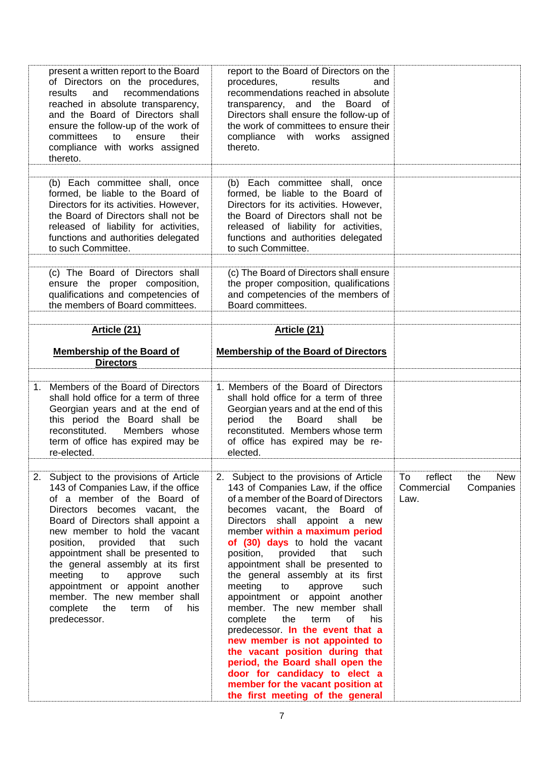| | | |
|---|---|---|
| present a written report to the Board of Directors on the procedures, results and recommendations reached in absolute transparency, and the Board of Directors shall ensure the follow-up of the work of committees to ensure their compliance with works assigned thereto. | report to the Board of Directors on the procedures, results and recommendations reached in absolute transparency, and the Board of Directors shall ensure the follow-up of the work of committees to ensure their compliance with works assigned thereto. | |
| | | |
| (b) Each committee shall, once formed, be liable to the Board of Directors for its activities. However, the Board of Directors shall not be released of liability for activities, functions and authorities delegated to such Committee. | (b) Each committee shall, once formed, be liable to the Board of Directors for its activities. However, the Board of Directors shall not be released of liability for activities, functions and authorities delegated to such Committee. | |
| | | |
| (c) The Board of Directors shall ensure the proper composition, qualifications and competencies of the members of Board committees. | (c) The Board of Directors shall ensure the proper composition, qualifications and competencies of the members of Board committees. | |
| | | |
| **Article (21)**<br><br>**Membership of the Board of Directors** | **Article (21)**<br><br>**Membership of the Board of Directors** | |
| | | |
| 1. Members of the Board of Directors shall hold office for a term of three Georgian years and at the end of this period the Board shall be reconstituted. Members whose term of office has expired may be re-elected. | 1. Members of the Board of Directors shall hold office for a term of three Georgian years and at the end of this period the Board shall be reconstituted. Members whose term of office has expired may be re-elected. | |
| | | |
| 2. Subject to the provisions of Article 143 of Companies Law, if the office of a member of the Board of Directors becomes vacant, the Board of Directors shall appoint a new member to hold the vacant position, provided that such appointment shall be presented to the general assembly at its first meeting to approve such appointment or appoint another member. The new member shall complete the term of his predecessor. | 2. Subject to the provisions of Article 143 of Companies Law, if the office of a member of the Board of Directors becomes vacant, the Board of Directors shall appoint a new member **within a maximum period of (30) days** to hold the vacant position, provided that such appointment shall be presented to the general assembly at its first meeting to approve such appointment or appoint another member. The new member shall complete the term of his predecessor. **In the event that a new member is not appointed to the vacant position during that period, the Board shall open the door for candidacy to elect a member for the vacant position at the first meeting of the general** | To reflect the New Commercial Companies Law. |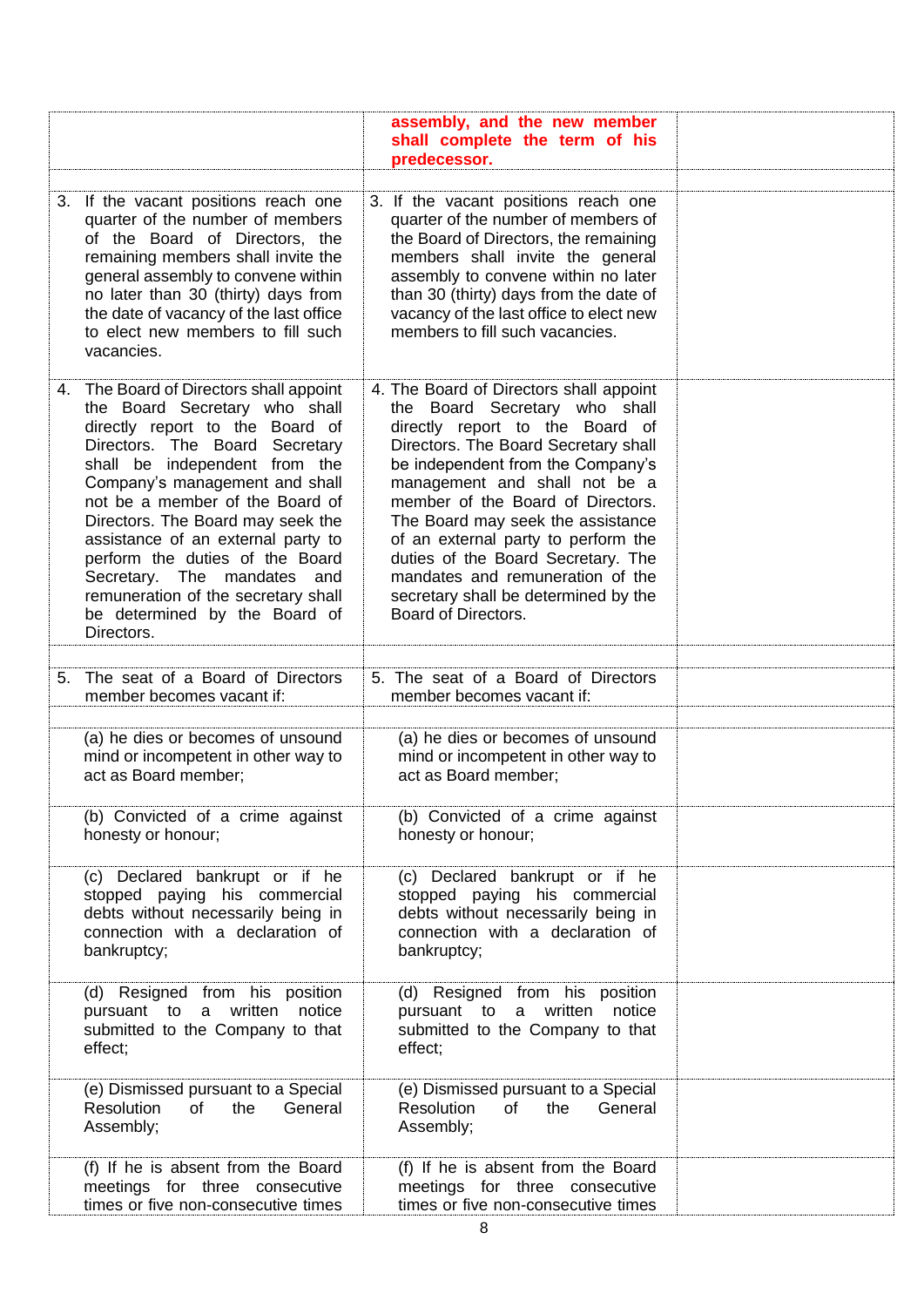| | | |
|---|---|---|
| | **assembly, and the new member shall complete the term of his predecessor.** | |
| | | |
| 3. If the vacant positions reach one quarter of the number of members of the Board of Directors, the remaining members shall invite the general assembly to convene within no later than 30 (thirty) days from the date of vacancy of the last office to elect new members to fill such vacancies. | 3. If the vacant positions reach one quarter of the number of members of the Board of Directors, the remaining members shall invite the general assembly to convene within no later than 30 (thirty) days from the date of vacancy of the last office to elect new members to fill such vacancies. | |
| 4. The Board of Directors shall appoint the Board Secretary who shall directly report to the Board of Directors. The Board Secretary shall be independent from the Company's management and shall not be a member of the Board of Directors. The Board may seek the assistance of an external party to perform the duties of the Board Secretary. The mandates and remuneration of the secretary shall be determined by the Board of Directors. | 4. The Board of Directors shall appoint the Board Secretary who shall directly report to the Board of Directors. The Board Secretary shall be independent from the Company's management and shall not be a member of the Board of Directors. The Board may seek the assistance of an external party to perform the duties of the Board Secretary. The mandates and remuneration of the secretary shall be determined by the Board of Directors. | |
| | | |
| 5. The seat of a Board of Directors member becomes vacant if: | 5. The seat of a Board of Directors member becomes vacant if: | |
| | | |
| (a) he dies or becomes of unsound mind or incompetent in other way to act as Board member; | (a) he dies or becomes of unsound mind or incompetent in other way to act as Board member; | |
| (b) Convicted of a crime against honesty or honour; | (b) Convicted of a crime against honesty or honour; | |
| (c) Declared bankrupt or if he stopped paying his commercial debts without necessarily being in connection with a declaration of bankruptcy; | (c) Declared bankrupt or if he stopped paying his commercial debts without necessarily being in connection with a declaration of bankruptcy; | |
| (d) Resigned from his position pursuant to a written notice submitted to the Company to that effect; | (d) Resigned from his position pursuant to a written notice submitted to the Company to that effect; | |
| (e) Dismissed pursuant to a Special Resolution of the General Assembly; | (e) Dismissed pursuant to a Special Resolution of the General Assembly; | |
| (f) If he is absent from the Board meetings for three consecutive times or five non-consecutive times | (f) If he is absent from the Board meetings for three consecutive times or five non-consecutive times | |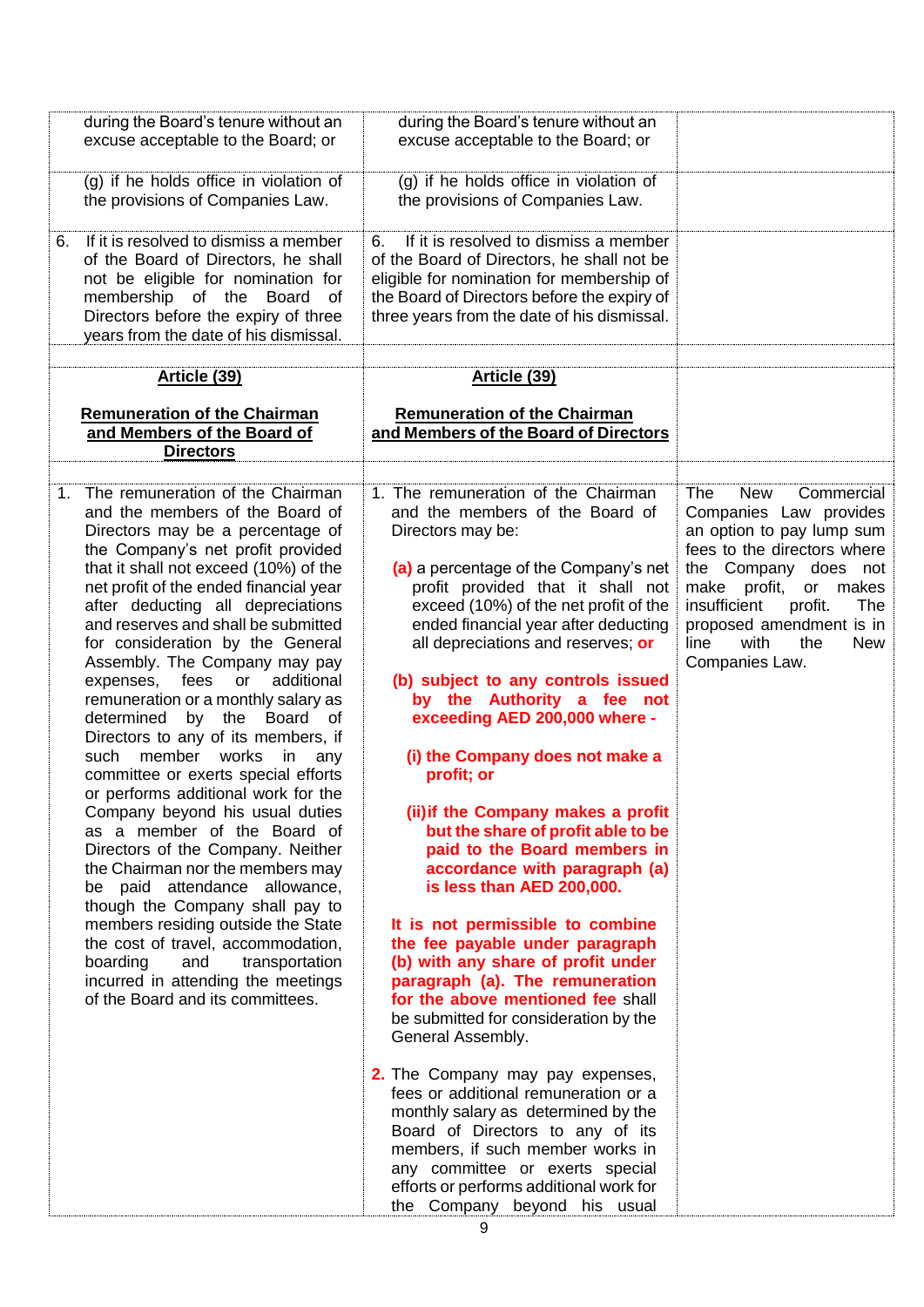| | | |
|---|---|---|
| during the Board's tenure without an excuse acceptable to the Board; or | during the Board's tenure without an excuse acceptable to the Board; or | |
| (g) if he holds office in violation of the provisions of Companies Law. | (g) if he holds office in violation of the provisions of Companies Law. | |
| 6. If it is resolved to dismiss a member of the Board of Directors, he shall not be eligible for nomination for membership of the Board of Directors before the expiry of three years from the date of his dismissal. | 6. If it is resolved to dismiss a member of the Board of Directors, he shall not be eligible for nomination for membership of the Board of Directors before the expiry of three years from the date of his dismissal. | |
| | | |
| **Article (39)**<br><br>**Remuneration of the Chairman and Members of the Board of Directors** | **Article (39)**<br><br>**Remuneration of the Chairman and Members of the Board of Directors** | |
| | | |
| 1. The remuneration of the Chairman and the members of the Board of Directors may be a percentage of the Company's net profit provided that it shall not exceed (10%) of the net profit of the ended financial year after deducting all depreciations and reserves and shall be submitted for consideration by the General Assembly. The Company may pay expenses, fees or additional remuneration or a monthly salary as determined by the Board of Directors to any of its members, if such member works in any committee or exerts special efforts or performs additional work for the Company beyond his usual duties as a member of the Board of Directors of the Company. Neither the Chairman nor the members may be paid attendance allowance, though the Company shall pay to members residing outside the State the cost of travel, accommodation, boarding and transportation incurred in attending the meetings of the Board and its committees. | 1. The remuneration of the Chairman and the members of the Board of Directors may be:<br><br>(a) a percentage of the Company's net profit provided that it shall not exceed (10%) of the net profit of the ended financial year after deducting all depreciations and reserves; **or**<br><br>**(b) subject to any controls issued by the Authority a fee not exceeding AED 200,000 where -**<br><br>**(i) the Company does not make a profit; or**<br><br>**(ii) if the Company makes a profit but the share of profit able to be paid to the Board members in accordance with paragraph (a) is less than AED 200,000.**<br><br>**It is not permissible to combine the fee payable under paragraph (b) with any share of profit under paragraph (a). The remuneration for the above mentioned fee** shall be submitted for consideration by the General Assembly.<br><br>2. The Company may pay expenses, fees or additional remuneration or a monthly salary as determined by the Board of Directors to any of its members, if such member works in any committee or exerts special efforts or performs additional work for the Company beyond his usual | The New Commercial Companies Law provides an option to pay lump sum fees to the directors where the Company does not make profit, or makes insufficient profit. The proposed amendment is in line with the New Companies Law. |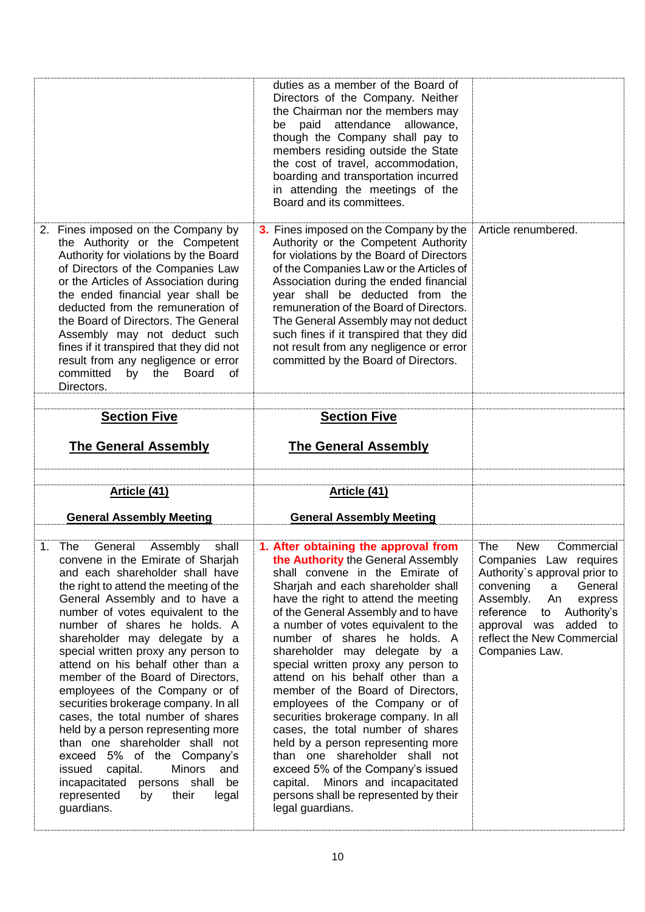| | | |
|---|---|---|
| | duties as a member of the Board of Directors of the Company. Neither the Chairman nor the members may be paid attendance allowance, though the Company shall pay to members residing outside the State the cost of travel, accommodation, boarding and transportation incurred in attending the meetings of the Board and its committees. | |
| 2. Fines imposed on the Company by the Authority or the Competent Authority for violations by the Board of Directors of the Companies Law or the Articles of Association during the ended financial year shall be deducted from the remuneration of the Board of Directors. The General Assembly may not deduct such fines if it transpired that they did not result from any negligence or error committed by the Board of Directors. | **3.** Fines imposed on the Company by the Authority or the Competent Authority for violations by the Board of Directors of the Companies Law or the Articles of Association during the ended financial year shall be deducted from the remuneration of the Board of Directors. The General Assembly may not deduct such fines if it transpired that they did not result from any negligence or error committed by the Board of Directors. | Article renumbered. |
| | | |
| **Section Five**<br><br>**The General Assembly** | **Section Five**<br><br>**The General Assembly** | |
| | | |
| **Article (41)**<br><br>**General Assembly Meeting** | **Article (41)**<br><br>**General Assembly Meeting** | |
| 1. The General Assembly shall convene in the Emirate of Sharjah and each shareholder shall have the right to attend the meeting of the General Assembly and to have a number of votes equivalent to the number of shares he holds. A shareholder may delegate by a special written proxy any person to attend on his behalf other than a member of the Board of Directors, employees of the Company or of securities brokerage company. In all cases, the total number of shares held by a person representing more than one shareholder shall not exceed 5% of the Company's issued capital. Minors and incapacitated persons shall be represented by their legal guardians. | **1. After obtaining the approval from the Authority** the General Assembly shall convene in the Emirate of Sharjah and each shareholder shall have the right to attend the meeting of the General Assembly and to have a number of votes equivalent to the number of shares he holds. A shareholder may delegate by a special written proxy any person to attend on his behalf other than a member of the Board of Directors, employees of the Company or of securities brokerage company. In all cases, the total number of shares held by a person representing more than one shareholder shall not exceed 5% of the Company's issued capital. Minors and incapacitated persons shall be represented by their legal guardians. | The New Commercial Companies Law requires Authority`s approval prior to convening a General Assembly. An express reference to Authority's approval was added to reflect the New Commercial Companies Law. |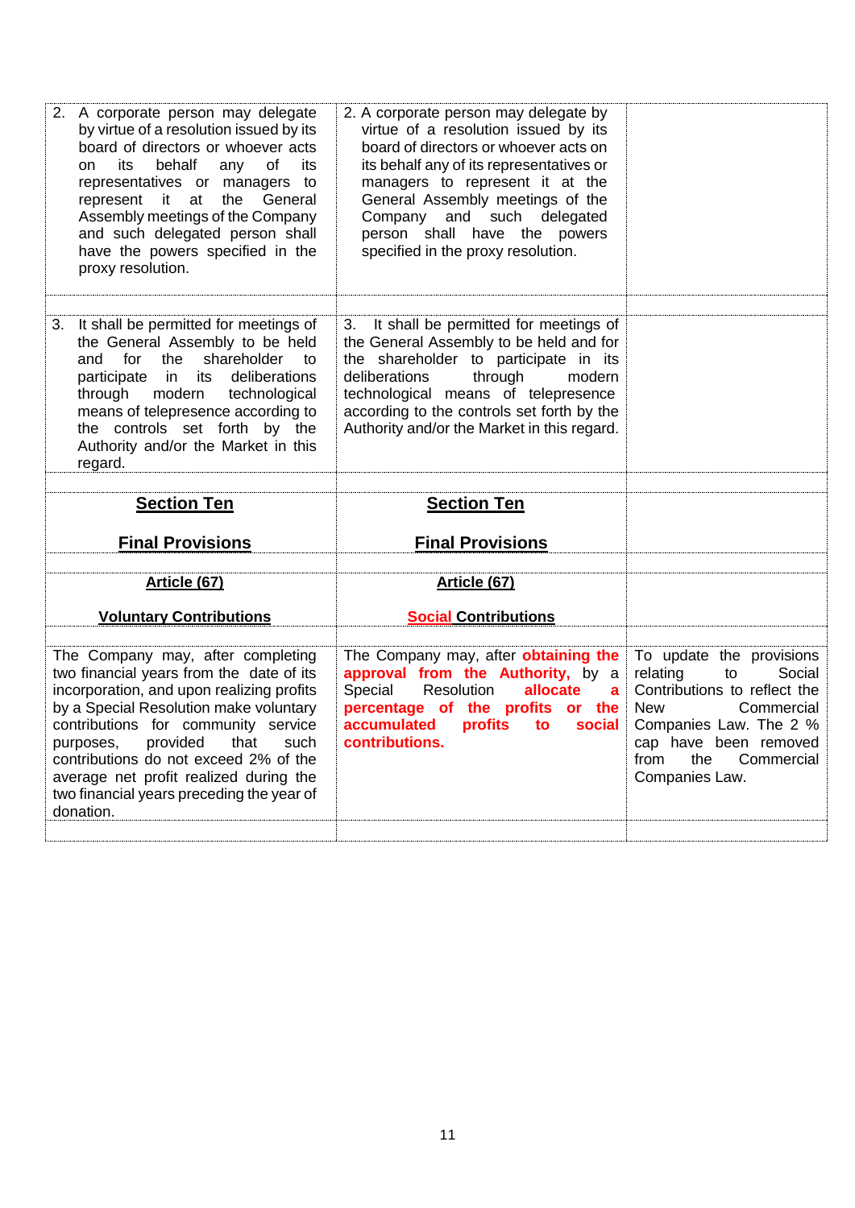| | | |
|---|---|---|
| 2. A corporate person may delegate by virtue of a resolution issued by its board of directors or whoever acts on its behalf any of its representatives or managers to represent it at the General Assembly meetings of the Company and such delegated person shall have the powers specified in the proxy resolution. | 2. A corporate person may delegate by virtue of a resolution issued by its board of directors or whoever acts on its behalf any of its representatives or managers to represent it at the General Assembly meetings of the Company and such delegated person shall have the powers specified in the proxy resolution. | |
| | | |
| 3. It shall be permitted for meetings of the General Assembly to be held and for the shareholder to participate in its deliberations through modern technological means of telepresence according to the controls set forth by the Authority and/or the Market in this regard. | 3. It shall be permitted for meetings of the General Assembly to be held and for the shareholder to participate in its deliberations through modern technological means of telepresence according to the controls set forth by the Authority and/or the Market in this regard. | |
| | | |
| **Section Ten**<br><br>**Final Provisions** | **Section Ten**<br><br>**Final Provisions** | |
| | | |
| **Article (67)**<br><br>**Voluntary Contributions** | **Article (67)**<br><br>**Social Contributions** | |
| | | |
| The Company may, after completing two financial years from the date of its incorporation, and upon realizing profits by a Special Resolution make voluntary contributions for community service purposes, provided that such contributions do not exceed 2% of the average net profit realized during the two financial years preceding the year of donation. | The Company may, after **obtaining the approval from the Authority,** by a Special Resolution **allocate a percentage of the profits or the accumulated profits to social contributions.** | To update the provisions relating to Social Contributions to reflect the New Commercial Companies Law. The 2 % cap have been removed from the Commercial Companies Law. |
| | | |